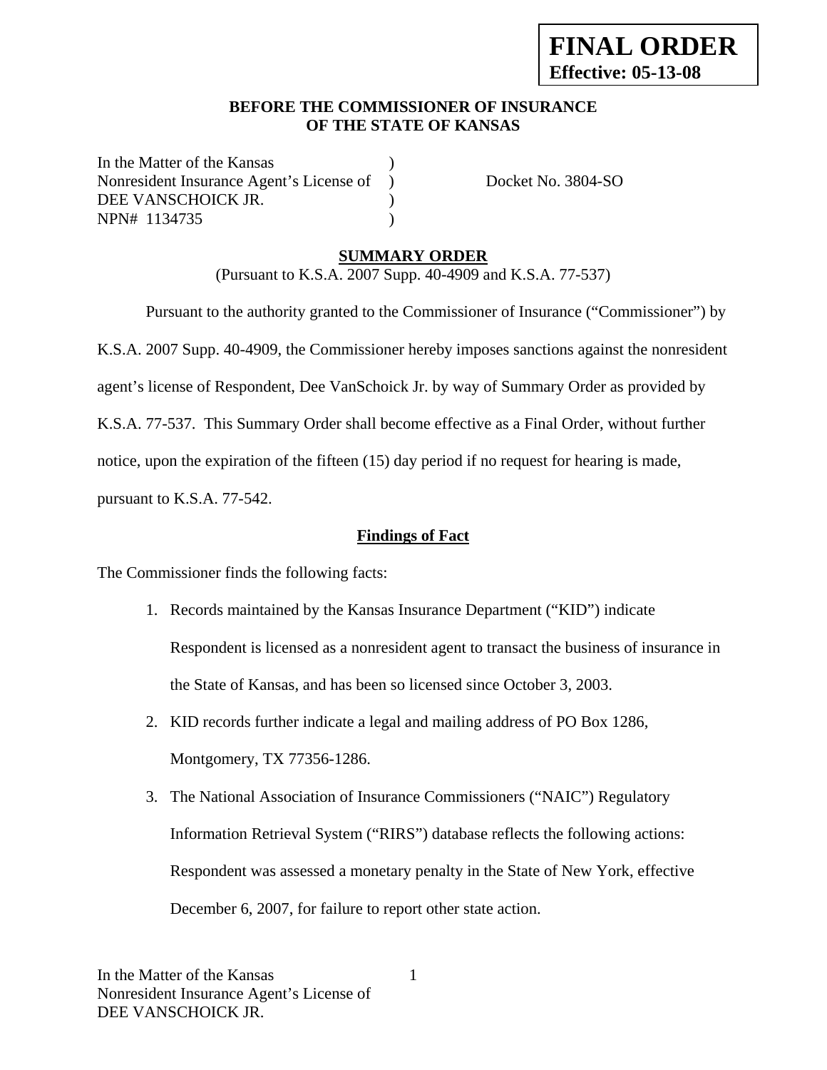**FINAL ORDER**
**Effective: 05-13-08**

**BEFORE THE COMMISSIONER OF INSURANCE**
**OF THE STATE OF KANSAS**

In the Matter of the Kansas )
Nonresident Insurance Agent's License of ) Docket No. 3804-SO
DEE VANSCHOICK JR. )
NPN# 1134735 )

## SUMMARY ORDER

(Pursuant to K.S.A. 2007 Supp. 40-4909 and K.S.A. 77-537)

Pursuant to the authority granted to the Commissioner of Insurance ("Commissioner") by K.S.A. 2007 Supp. 40-4909, the Commissioner hereby imposes sanctions against the nonresident agent's license of Respondent, Dee VanSchoick Jr. by way of Summary Order as provided by K.S.A. 77-537. This Summary Order shall become effective as a Final Order, without further notice, upon the expiration of the fifteen (15) day period if no request for hearing is made, pursuant to K.S.A. 77-542.

### Findings of Fact

The Commissioner finds the following facts:

1. Records maintained by the Kansas Insurance Department ("KID") indicate Respondent is licensed as a nonresident agent to transact the business of insurance in the State of Kansas, and has been so licensed since October 3, 2003.
2. KID records further indicate a legal and mailing address of PO Box 1286, Montgomery, TX 77356-1286.
3. The National Association of Insurance Commissioners ("NAIC") Regulatory Information Retrieval System ("RIRS") database reflects the following actions: Respondent was assessed a monetary penalty in the State of New York, effective December 6, 2007, for failure to report other state action.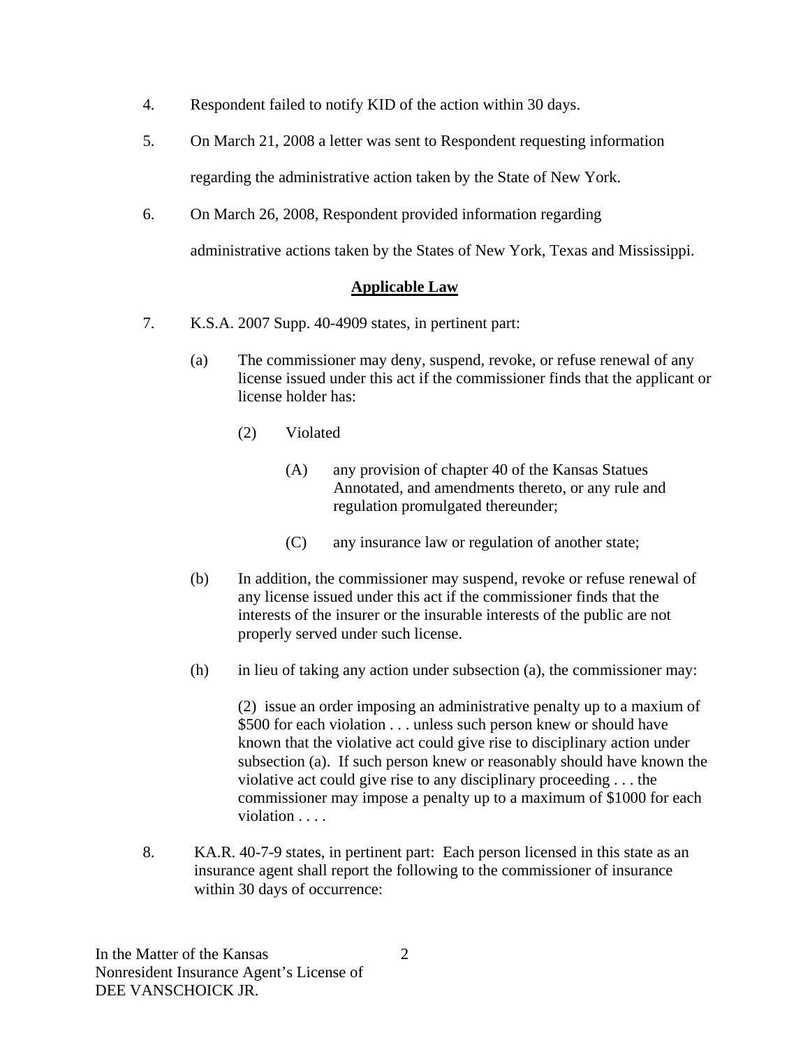4. Respondent failed to notify KID of the action within 30 days.

5. On March 21, 2008 a letter was sent to Respondent requesting information regarding the administrative action taken by the State of New York.

6. On March 26, 2008, Respondent provided information regarding administrative actions taken by the States of New York, Texas and Mississippi.

**Applicable Law**

7. K.S.A. 2007 Supp. 40-4909 states, in pertinent part:

   (a) The commissioner may deny, suspend, revoke, or refuse renewal of any license issued under this act if the commissioner finds that the applicant or license holder has:

      (2) Violated

         (A) any provision of chapter 40 of the Kansas Statues Annotated, and amendments thereto, or any rule and regulation promulgated thereunder;

         (C) any insurance law or regulation of another state;

   (b) In addition, the commissioner may suspend, revoke or refuse renewal of any license issued under this act if the commissioner finds that the interests of the insurer or the insurable interests of the public are not properly served under such license.

   (h) in lieu of taking any action under subsection (a), the commissioner may:

      (2) issue an order imposing an administrative penalty up to a maxium of $500 for each violation . . . unless such person knew or should have known that the violative act could give rise to disciplinary action under subsection (a). If such person knew or reasonably should have known the violative act could give rise to any disciplinary proceeding . . . the commissioner may impose a penalty up to a maximum of $1000 for each violation . . . .

8. KA.R. 40-7-9 states, in pertinent part: Each person licensed in this state as an insurance agent shall report the following to the commissioner of insurance within 30 days of occurrence: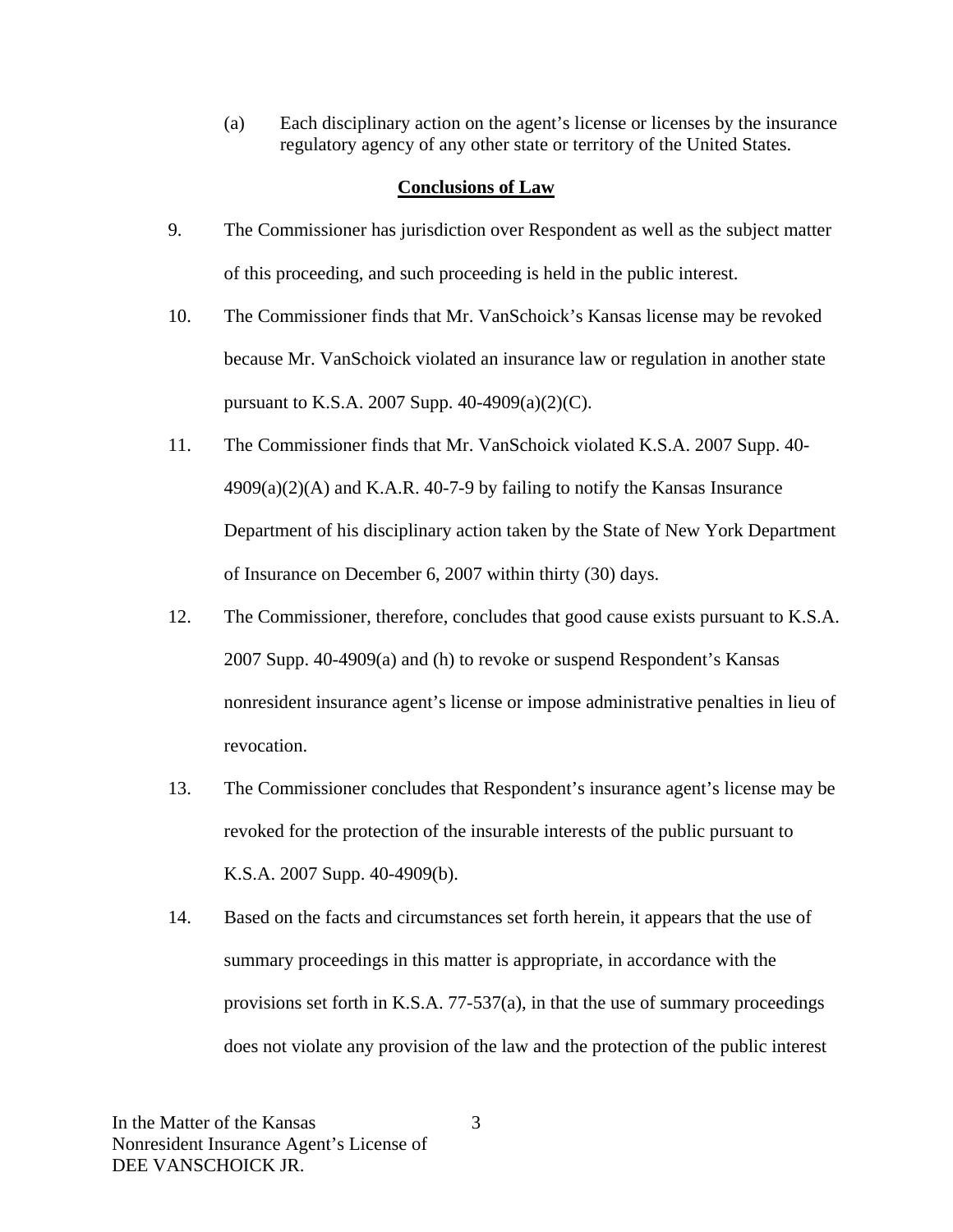(a) Each disciplinary action on the agent's license or licenses by the insurance regulatory agency of any other state or territory of the United States.

## Conclusions of Law

9. The Commissioner has jurisdiction over Respondent as well as the subject matter of this proceeding, and such proceeding is held in the public interest.

10. The Commissioner finds that Mr. VanSchoick's Kansas license may be revoked because Mr. VanSchoick violated an insurance law or regulation in another state pursuant to K.S.A. 2007 Supp. 40-4909(a)(2)(C).

11. The Commissioner finds that Mr. VanSchoick violated K.S.A. 2007 Supp. 40-4909(a)(2)(A) and K.A.R. 40-7-9 by failing to notify the Kansas Insurance Department of his disciplinary action taken by the State of New York Department of Insurance on December 6, 2007 within thirty (30) days.

12. The Commissioner, therefore, concludes that good cause exists pursuant to K.S.A. 2007 Supp. 40-4909(a) and (h) to revoke or suspend Respondent's Kansas nonresident insurance agent's license or impose administrative penalties in lieu of revocation.

13. The Commissioner concludes that Respondent's insurance agent's license may be revoked for the protection of the insurable interests of the public pursuant to K.S.A. 2007 Supp. 40-4909(b).

14. Based on the facts and circumstances set forth herein, it appears that the use of summary proceedings in this matter is appropriate, in accordance with the provisions set forth in K.S.A. 77-537(a), in that the use of summary proceedings does not violate any provision of the law and the protection of the public interest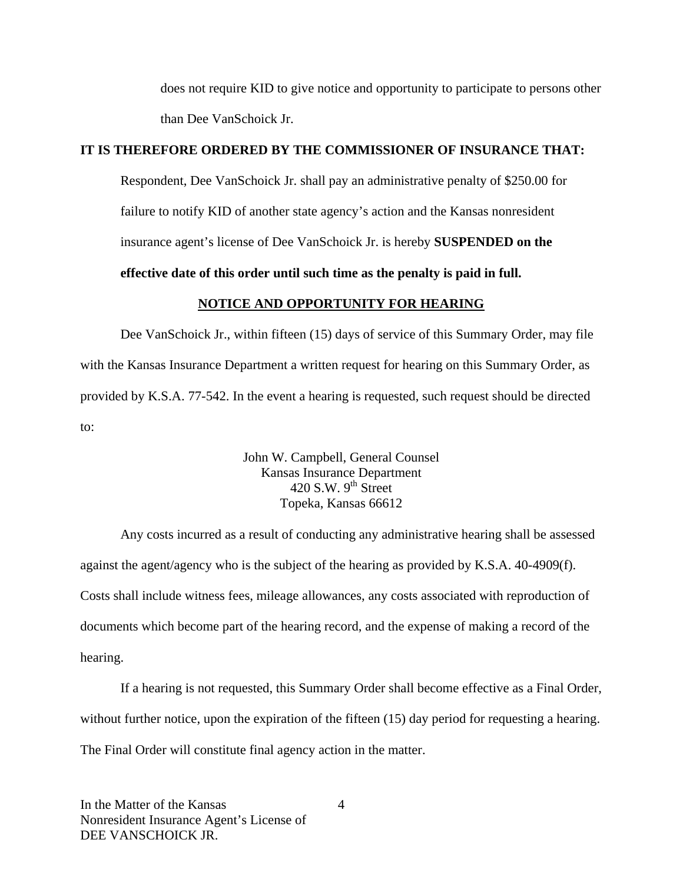does not require KID to give notice and opportunity to participate to persons other than Dee VanSchoick Jr.

**IT IS THEREFORE ORDERED BY THE COMMISSIONER OF INSURANCE THAT:**

Respondent, Dee VanSchoick Jr. shall pay an administrative penalty of $250.00 for failure to notify KID of another state agency's action and the Kansas nonresident insurance agent's license of Dee VanSchoick Jr. is hereby **SUSPENDED on the effective date of this order until such time as the penalty is paid in full.**

**NOTICE AND OPPORTUNITY FOR HEARING**

Dee VanSchoick Jr., within fifteen (15) days of service of this Summary Order, may file with the Kansas Insurance Department a written request for hearing on this Summary Order, as provided by K.S.A. 77-542. In the event a hearing is requested, such request should be directed to:

John W. Campbell, General Counsel
Kansas Insurance Department
420 S.W. 9th Street
Topeka, Kansas 66612

Any costs incurred as a result of conducting any administrative hearing shall be assessed against the agent/agency who is the subject of the hearing as provided by K.S.A. 40-4909(f). Costs shall include witness fees, mileage allowances, any costs associated with reproduction of documents which become part of the hearing record, and the expense of making a record of the hearing.

If a hearing is not requested, this Summary Order shall become effective as a Final Order, without further notice, upon the expiration of the fifteen (15) day period for requesting a hearing. The Final Order will constitute final agency action in the matter.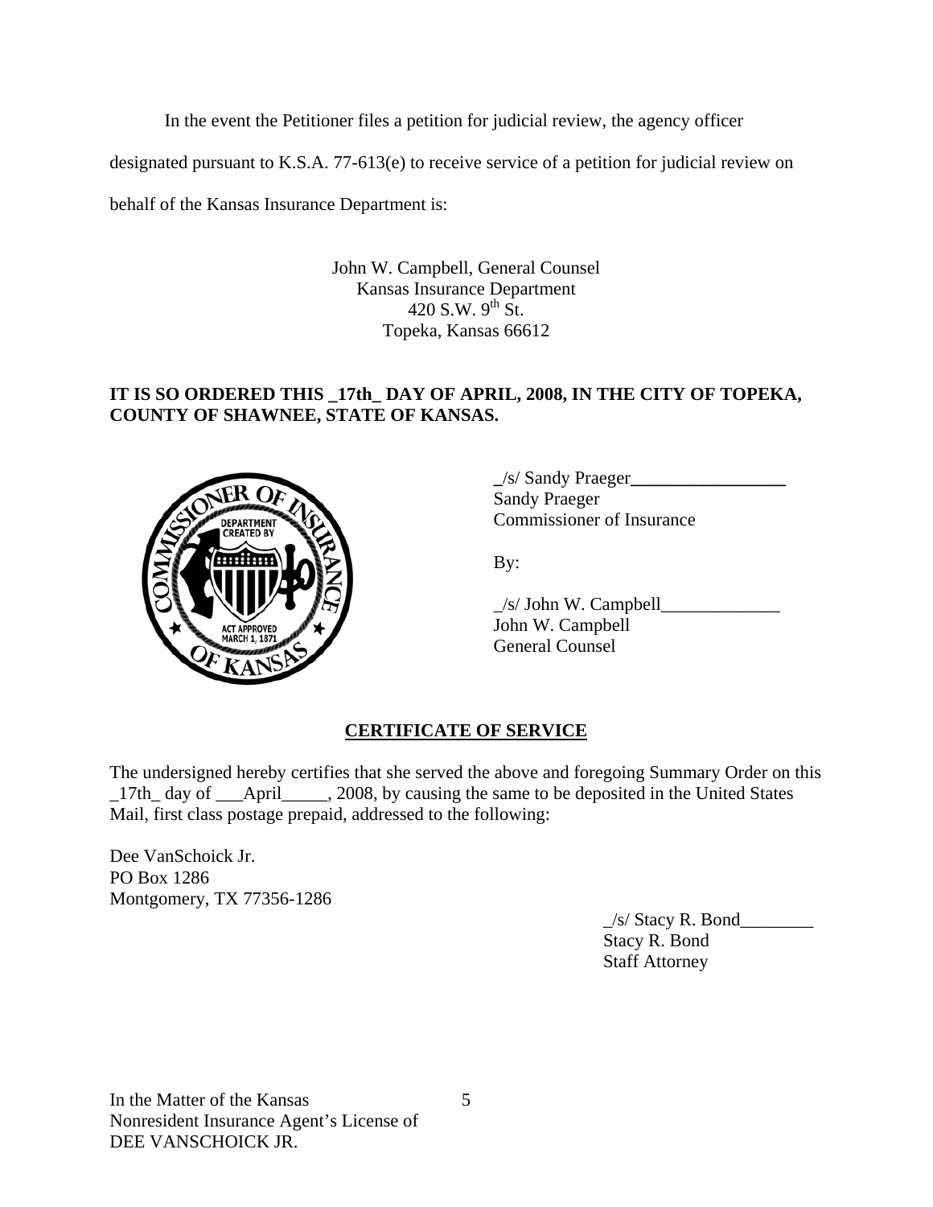In the event the Petitioner files a petition for judicial review, the agency officer designated pursuant to K.S.A. 77-613(e) to receive service of a petition for judicial review on behalf of the Kansas Insurance Department is:

John W. Campbell, General Counsel
Kansas Insurance Department
420 S.W. 9th St.
Topeka, Kansas 66612

**IT IS SO ORDERED THIS _17th_ DAY OF APRIL, 2008, IN THE CITY OF TOPEKA, COUNTY OF SHAWNEE, STATE OF KANSAS.**

_/s/ Sandy Praeger_________________
Sandy Praeger
Commissioner of Insurance

By:

_/s/ John W. Campbell_____________
John W. Campbell
General Counsel

## CERTIFICATE OF SERVICE

The undersigned hereby certifies that she served the above and foregoing Summary Order on this _17th_ day of ___April_____, 2008, by causing the same to be deposited in the United States Mail, first class postage prepaid, addressed to the following:

Dee VanSchoick Jr.
PO Box 1286
Montgomery, TX 77356-1286

_/s/ Stacy R. Bond________
Stacy R. Bond
Staff Attorney

In the Matter of the Kansas
Nonresident Insurance Agent's License of
DEE VANSCHOICK JR.